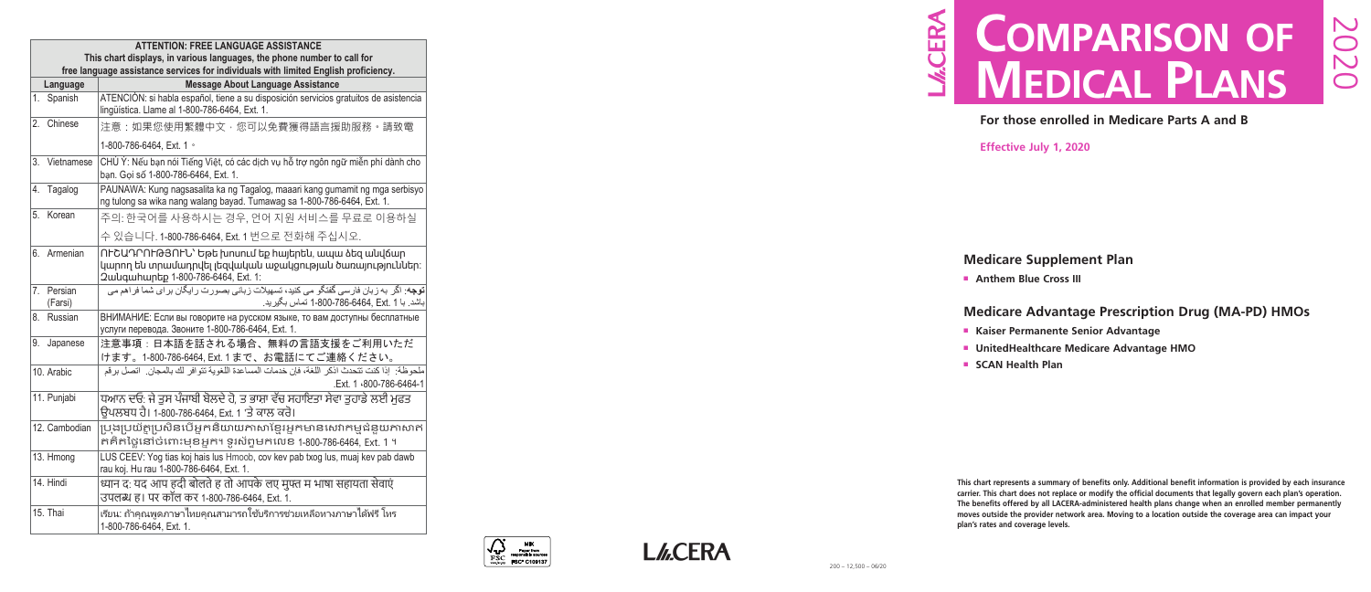| ATTENTION: FREE LANGUAGE ASSISTANCE<br>This chart displays, in various languages, the phone number to call for free language assistance services for individuals with limited English proficiency. | |
|---|---|
| **Language** | **Message About Language Assistance** |
| 1. Spanish | ATENCIÓN: si habla español, tiene a su disposición servicios gratuitos de asistencia lingüística. Llame al 1-800-786-6464, Ext. 1. |
| 2. Chinese | 注意：如果您使用繁體中文，您可以免費獲得語言援助服務。請致電 1-800-786-6464, Ext. 1。 |
| 3. Vietnamese | CHÚ Ý: Nếu bạn nói Tiếng Việt, có các dịch vụ hỗ trợ ngôn ngữ miễn phí dành cho bạn. Gọi số 1-800-786-6464, Ext. 1. |
| 4. Tagalog | PAUNAWA: Kung nagsasalita ka ng Tagalog, maaari kang gumamit ng mga serbisyo ng tulong sa wika nang walang bayad. Tumawag sa 1-800-786-6464, Ext. 1. |
| 5. Korean | 주의: 한국어를 사용하시는 경우, 언어 지원 서비스를 무료로 이용하실 수 있습니다. 1-800-786-6464, Ext. 1 번으로 전화해 주십시오. |
| 6. Armenian | ՈՒՇԱԴՐՈՒԹՅՈՒՆ՝ Եթե խոսում եք հայերեն, ապա ձեզ անվճար կարող են տրամադրվել լեզվական աջակցության ծառայություններ: Զանգահարեք 1-800-786-6464, Ext. 1: |
| 7. Persian (Farsi) | توجه: اگر به زبان فارسی گفتگو می کنید، تسهیلات زبانی بصورت رایگان برای شما فراهم می باشد. با 1-800-786-6464, Ext. 1 تماس بگیرید. |
| 8. Russian | ВНИМАНИЕ: Если вы говорите на русском языке, то вам доступны бесплатные услуги перевода. Звоните 1-800-786-6464, Ext. 1. |
| 9. Japanese | 注意事項：日本語を話される場合、無料の言語支援をご利用いただけます。1-800-786-6464, Ext. 1 まで、お電話にてご連絡ください。 |
| 10. Arabic | ملحوظة: إذا كنت تتحدث اذكر اللغة، فإن خدمات المساعدة اللغوية تتوافر لك بالمجان. اتصل برقم 1-800-786-6464، Ext. 1. |
| 11. Punjabi | ਧਿਆਨ ਦਿਓ: ਜੇ ਤੁਸੀਂ ਪੰਜਾਬੀ ਬੋਲਦੇ ਹੋ, ਤਾਂ ਭਾਸ਼ਾ ਵਿੱਚ ਸਹਾਇਤਾ ਸੇਵਾ ਤੁਹਾਡੇ ਲਈ ਮੁਫਤ ਉਪਲਬਧ ਹੈ। 1-800-786-6464, Ext. 1 'ਤੇ ਕਾਲ ਕਰੋ। |
| 12. Cambodian | ប្រយ័ត្ន៖ បើសិនជាអ្នកនិយាយភាសាខ្មែរ សេវាជំនួយផ្នែកភាសា ដោយមិនគិតឈ្នួល គឺអាចមានសំរាប់បំរើអ្នក។ ចូរទូរស័ព្ទមកលេខ 1-800-786-6464, Ext. 1 ។ |
| 13. Hmong | LUS CEEV: Yog tias koj hais lus Hmoob, cov kev pab txog lus, muaj kev pab dawb rau koj. Hu rau 1-800-786-6464, Ext. 1. |
| 14. Hindi | ध्यान दें: यदि आप हिंदी बोलते हैं तो आपके लिए मुफ्त में भाषा सहायता सेवाएं उपलब्ध हैं। पर कॉल करें 1-800-786-6464, Ext. 1. |
| 15. Thai | เรียน: ถ้าคุณพูดภาษาไทยคุณสามารถใช้บริการช่วยเหลือทางภาษาได้ฟรี โทร 1-800-786-6464, Ext. 1. |

LACERA

200 – 12,500 – 06/20

LACERA

# Comparison of Medical Plans

2020

**For those enrolled in Medicare Parts A and B**

**Effective July 1, 2020**

## Medicare Supplement Plan

- **Anthem Blue Cross III**

## Medicare Advantage Prescription Drug (MA-PD) HMOs

- **Kaiser Permanente Senior Advantage**
- **UnitedHealthcare Medicare Advantage HMO**
- **SCAN Health Plan**

**This chart represents a summary of benefits only. Additional benefit information is provided by each insurance carrier. This chart does not replace or modify the official documents that legally govern each plan's operation. The benefits offered by all LACERA-administered health plans change when an enrolled member permanently moves outside the provider network area. Moving to a location outside the coverage area can impact your plan's rates and coverage levels.**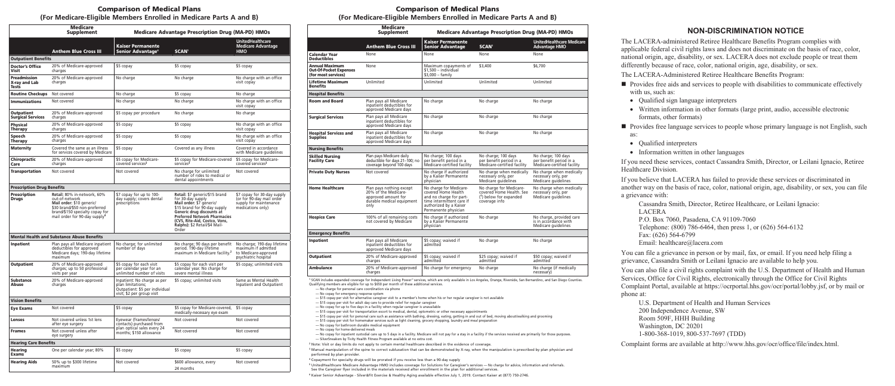## Comparison of Medical Plans
### (For Medicare-Eligible Members Enrolled in Medicare Parts A and B)

| | Medicare Supplement | Medicare Advantage Prescription Drug (MA-PD) HMOs | | |
|---|---|---|---|---|
| | **Anthem Blue Cross III** | **Kaiser Permanente Senior Advantage**[6] | **SCAN**[1] | **UnitedHealthcare Medicare Advantage HMO** |
| **Outpatient Benefits** | | | | |
| **Doctor's Office Visit** | 20% of Medicare-approved charges | $5 copay | $5 copay | $5 copay |
| **Preadmission X-ray and Lab Tests** | 20% of Medicare-approved charges | No charge | No charge | No charge with an office visit copay |
| **Routine Checkups** | Not covered | No charge | $5 copay | No charge |
| **Immunizations** | Not covered | No charge | No charge | No charge with an office visit copay |
| **Outpatient Surgical Services** | 20% of Medicare-approved charges | $5 copay per procedure | No charge | No charge |
| **Physical Therapy** | 20% of Medicare-approved charges | $5 copay | $5 copay | No charge with an office visit copay |
| **Speech Therapy** | 20% of Medicare-approved charges | $5 copay | $5 copay | No charge with an office visit copay |
| **Maternity** | Covered the same as an illness for services covered by Medicare | $5 copay | Covered as any illness | Covered in accordance with Medicare guidelines |
| **Chiropractic Care** | 20% of Medicare-approved charges | $5 copay for Medicare-covered services[3] | $5 copay for Medicare-covered services[3] | $5 copay for Medicare-covered services[3] |
| **Transportation** | Not covered | Not covered | No charge for unlimited number of rides to medical or dental appointments | Not covered |
| **Prescription Drug Benefits** | | | | |
| **Prescription Drugs** | Retail: 80% in-network, 60% out-of-network<br>Mail order: $10 generic/ $30 brand/$50 non-preferred brand/$150 specialty copay for mail order for 90-day supply[4] | $7 copay for up to 100-day supply; covers dental prescriptions | Retail: $7 generic/$15 brand for 30-day supply<br>Mail order: $7 generic/ $15 brand for 90-day supply<br>Generic drug discounts at Preferred Network Pharmacies (CVS, Rite-Aid, Costco, Vons, Ralphs): $2 Retail/$4 Mail-Order | $7 copay for 30-day supply (or for 90-day mail order supply for maintenance medications only) |
| **Mental Health and Substance Abuse Benefits** | | | | |
| **Inpatient** | Plan pays all Medicare inpatient deductibles for approved Medicare days; 190-day lifetime maximum | No charge; for unlimited number of days | No charge; 90 days per benefit period. 190-day lifetime maximum in Medicare facility.[2] | No charge; 190-day lifetime maximum if admitted to Medicare-approved psychiatric hospital |
| **Outpatient** | 20% of Medicare-approved charges; up to 50 professional visits per year | $5 copay for each visit per calendar year for an unlimited number of visits | $5 copay for each visit per calendar year. No charge for severe mental illness | $5 copay; unlimited visits |
| **Substance Abuse** | 20% of Medicare-approved charges | Inpatient: No charge as per plan limitations;<br>Outpatient: $5 per individual visit; $2 per group visit | $5 copay; unlimited visits | Same as Mental Health Inpatient and Outpatient |
| **Vision Benefits** | | | | |
| **Eye Exams** | Not covered | $5 copay | $5 copay for Medicare-covered, medically-necessary eye exam | $5 copay |
| **Lenses** | Not covered unless 1st lens after eye surgery | Eyewear (frames/lenses/ contacts) purchased from plan optical sales every 24 months; $150 allowance | Not covered | Not covered |
| **Frames** | Not covered unless after eye surgery | | Not covered | Not covered |
| **Hearing Care Benefits** | | | | |
| **Hearing Exams** | One per calendar year; 80% | $5 copay | $5 copay | $5 copay |
| **Hearing Aids** | 50% up to $300 lifetime maximum | Not covered | $600 allowance, every 24 months | Not covered |

## Comparison of Medical Plans
### (For Medicare-Eligible Members Enrolled in Medicare Parts A and B)

| | Medicare Supplement | Medicare Advantage Prescription Drug (MA-PD) HMOs | | |
|---|---|---|---|---|
| | **Anthem Blue Cross III** | **Kaiser Permanente Senior Advantage** | **SCAN**[1] | **UnitedHealthcare Medicare Advantage HMO** |
| **Calendar Year Deductibles** | None | None | None | None |
| **Annual Maximum Out-Of-Pocket Expenses (for most services)** | None | Maximum copayments of $1,500 – individual $3,000 – family | $3,400 | $6,700 |
| **Lifetime Maximum Benefits** | Unlimited | Unlimited | Unlimited | Unlimited |
| **Hospital Benefits** | | | | |
| **Room and Board** | Plan pays all Medicare inpatient deductibles for approved Medicare days | No charge | No charge | No charge |
| **Surgical Services** | Plan pays all Medicare inpatient deductibles for approved Medicare days | No charge | No charge | No charge |
| **Hospital Services and Supplies** | Plan pays all Medicare inpatient deductibles for approved Medicare days | No charge | No charge | No charge |
| **Nursing Benefits** | | | | |
| **Skilled Nursing Facility Care** | Plan pays Medicare daily deductible for days 21–100; no coverage beyond 100 days | No charge; 100 days per benefit period in a Medicare-certified facility | No charge; 100 days per benefit period in a Medicare-certified facility | No charge; 100 days per benefit period in a Medicare-certified facility |
| **Private Duty Nurses** | Not covered | No charge if authorized by a Kaiser Permanente physician | No charge when medically necessary only, per Medicare guidelines | No charge when medically necessary only, per Medicare guidelines |
| **Home Healthcare** | Plan pays nothing except 20% of the Medicare-approved amount for durable medical equipment only | No charge for Medicare-covered Home Health and no charge for part-time intermittent care if authorized by a Kaiser Permanente physician | No charge for Medicare-covered Home Health. See ([1]) below for expanded coverage info | No charge when medically necessary only, per Medicare guidelines |
| **Hospice Care** | 100% of all remaining costs not covered by Medicare | No charge if authorized by a Kaiser Permanente physician | No charge | No charge, provided care is in accordance with Medicare guidelines |
| **Emergency Benefits** | | | | |
| **Inpatient** | Plan pays all Medicare inpatient deductibles for approved Medicare days | $5 copay; waived if admitted | No charge | No charge |
| **Outpatient** | 20% of Medicare-approved charges | $5 copay; waived if admitted | $25 copay; waived if admitted | $50 copay; waived if admitted |
| **Ambulance** | 20% of Medicare-approved charges | No charge for emergency | No charge | No charge (if medically necessary) |

[1] SCAN includes expanded coverage for Independent Living Power™ services, which are only available in Los Angeles, Orange, Riverside, San Bernardino, and San Diego Counties. Qualifying members are eligible for up to $650 per month of these additional services.
— No charge for personal care coordination via phone
— No copay for emergency response system
— $15 copay per visit for alternative caregiver visit to a member's home when his or her regular caregiver is not available
— $15 copay per visit for adult day care to provide relief for regular caregiver
— No copay for up to five days in a facility when regular caregiver is unavailable
— $15 copay per visit for transportation escort to medical, dental, optometric or other necessary appointments
— $15 copay per visit for personal care such as assistance with bathing, dressing, eating, getting in and out of bed, moving about/walking and grooming
— $15 copay per visit for homemaker services such as light cleaning, grocery shopping, laundry and meal preparation
— No copay for bathroom durable medical equipment
— No copay for home-delivered meals
— No copay for inpatient custodial care up to 5 days in a facility. Medicare will not pay for a stay in a facility if the services received are primarily for those purposes.
— SilverSneakers by Tivity Health Fitness Program available at no extra cost.

[2] Note: Visit or day limits do not apply to certain mental healthcare described in the evidence of coverage.

[3] Manual manipulation of the spine to correct subluxation that can be demonstrated by X-ray, when the manipulation is prescribed by plan physician and performed by plan provider.

[4] Copayment for specialty drugs will be prorated if you receive less than a 90-day supply

[5] UnitedHealthcare Medicare Advantage HMO includes coverage for Solutions for Caregiver's services — No charge for advice, information and referrals. See the Caregiver flyer included in the materials received after enrollment in the plan for additional services.

[6] Kaiser Senior Advantage - Silver&Fit Exercise & Healthy Aging available effective July 1, 2019. Contact Kaiser at (877) 750-2746.

## NON-DISCRIMINATION NOTICE

The LACERA-administered Retiree Healthcare Benefits Program complies with applicable federal civil rights laws and does not discriminate on the basis of race, color, national origin, age, disability, or sex. LACERA does not exclude people or treat them differently because of race, color, national origin, age, disability, or sex.

The LACERA-Administered Retiree Healthcare Benefits Program:

- Provides free aids and services to people with disabilities to communicate effectively with us, such as:
  - Qualified sign language interpreters
  - Written information in other formats (large print, audio, accessible electronic formats, other formats)
- Provides free language services to people whose primary language is not English, such as:
  - Qualified interpreters
  - Information written in other languages

If you need these services, contact Cassandra Smith, Director, or Leilani Ignacio, Retiree Healthcare Division.

If you believe that LACERA has failed to provide these services or discriminated in another way on the basis of race, color, national origin, age, disability, or sex, you can file a grievance with:

Cassandra Smith, Director, Retiree Healthcare, or Leilani Ignacio:
LACERA
P.O. Box 7060, Pasadena, CA 91109-7060
Telephone: (800) 786-6464, then press 1, or (626) 564-6132
Fax: (626) 564-6799
Email: healthcare@lacera.com

You can file a grievance in person or by mail, fax, or email. If you need help filing a grievance, Cassandra Smith or Leilani Ignacio are available to help you.

You can also file a civil rights complaint with the U.S. Department of Health and Human Services, Office for Civil Rights, electronically through the Office for Civil Rights Complaint Portal, available at https://ocrportal.hhs.gov/ocr/portal/lobby.jsf, or by mail or phone at:

U.S. Department of Health and Human Services
200 Independence Avenue, SW
Room 509F, HHH Building
Washington, DC 20201
1-800-368-1019, 800-537-7697 (TDD)

Complaint forms are available at http://www.hhs.gov/ocr/office/file/index.html.